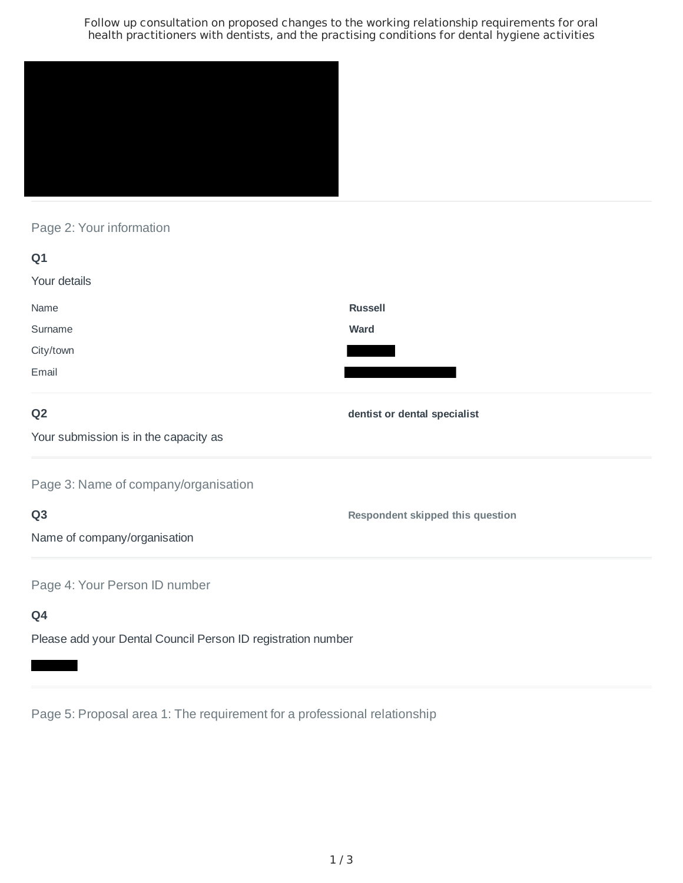Follow up consultation on proposed changes to the working relationship requirements for oral health practitioners with dentists, and the practising conditions for dental hygiene activities

## Page 2: Your information

**Q1**

Your details

| | |
|---|---|
| Name | **Russell** |
| Surname | **Ward** |
| City/town | |
| Email | |

**Q2**

Your submission is in the capacity as

**dentist or dental specialist**

## Page 3: Name of company/organisation

**Q3**

Name of company/organisation

**Respondent skipped this question**

## Page 4: Your Person ID number

**Q4**

Please add your Dental Council Person ID registration number

## Page 5: Proposal area 1: The requirement for a professional relationship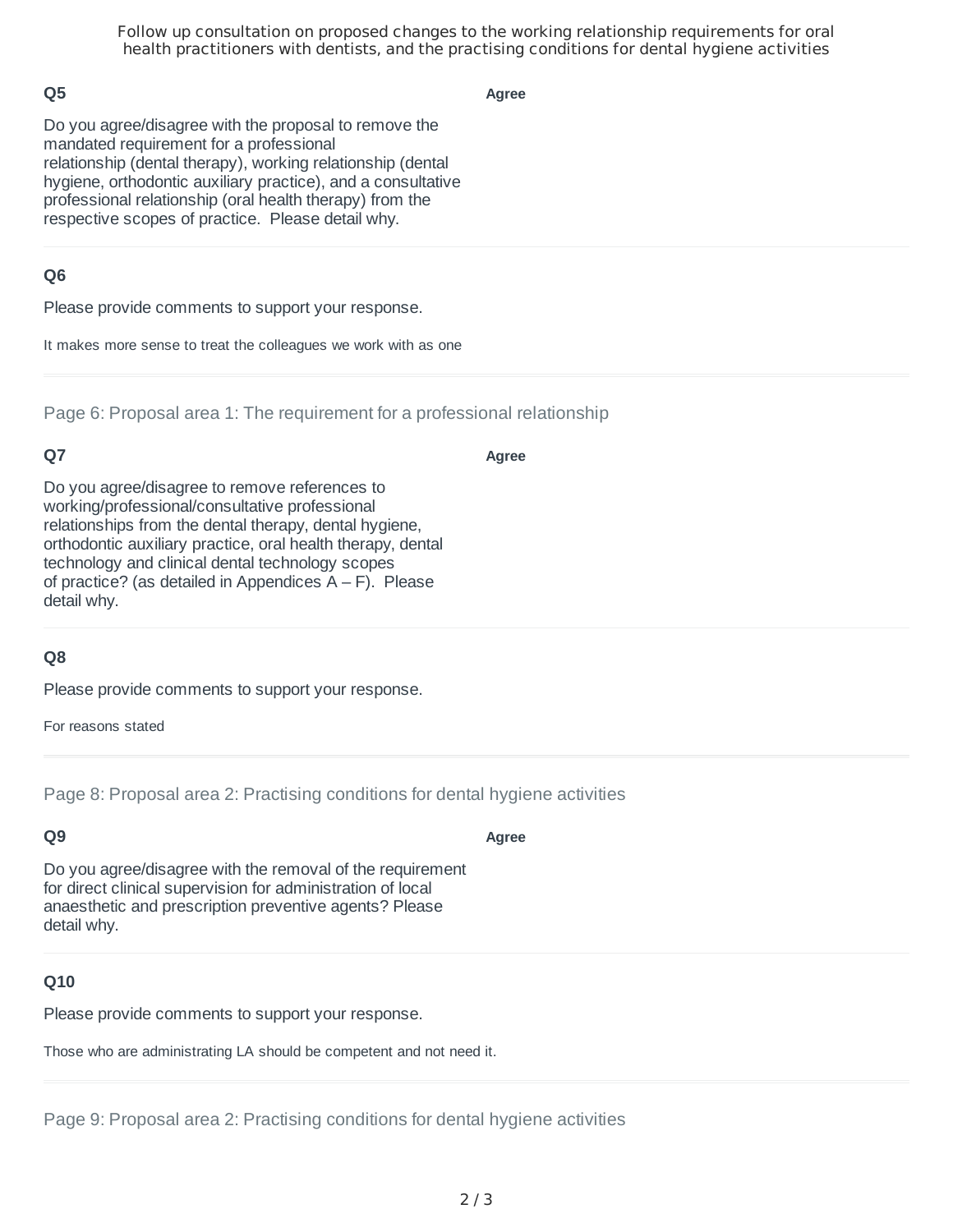### Q5

Do you agree/disagree with the proposal to remove the mandated requirement for a professional relationship (dental therapy), working relationship (dental hygiene, orthodontic auxiliary practice), and a consultative professional relationship (oral health therapy) from the respective scopes of practice. Please detail why.

**Agree**

### Q6

Please provide comments to support your response.

It makes more sense to treat the colleagues we work with as one

## Page 6: Proposal area 1: The requirement for a professional relationship

### Q7

Do you agree/disagree to remove references to working/professional/consultative professional relationships from the dental therapy, dental hygiene, orthodontic auxiliary practice, oral health therapy, dental technology and clinical dental technology scopes of practice? (as detailed in Appendices A – F). Please detail why.

**Agree**

### Q8

Please provide comments to support your response.

For reasons stated

## Page 8: Proposal area 2: Practising conditions for dental hygiene activities

### Q9

Do you agree/disagree with the removal of the requirement for direct clinical supervision for administration of local anaesthetic and prescription preventive agents? Please detail why.

**Agree**

### Q10

Please provide comments to support your response.

Those who are administrating LA should be competent and not need it.

## Page 9: Proposal area 2: Practising conditions for dental hygiene activities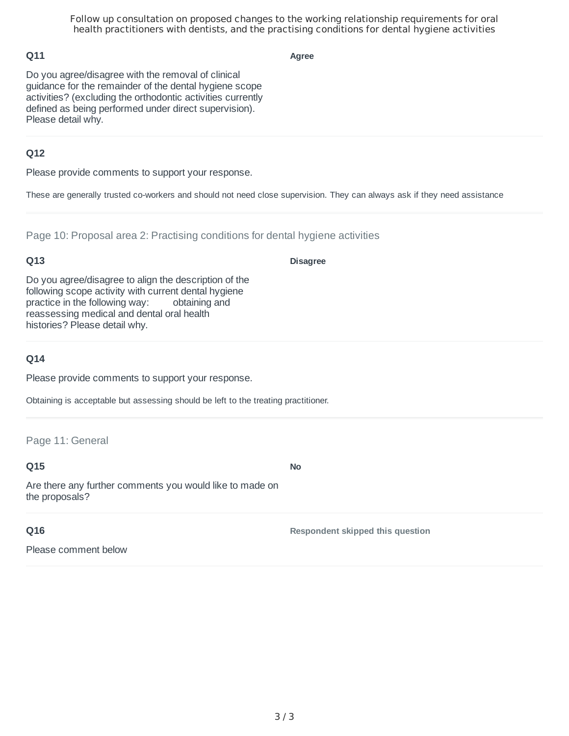### Q11

Do you agree/disagree with the removal of clinical guidance for the remainder of the dental hygiene scope activities? (excluding the orthodontic activities currently defined as being performed under direct supervision). Please detail why.

**Agree**

### Q12

Please provide comments to support your response.

These are generally trusted co-workers and should not need close supervision. They can always ask if they need assistance

## Page 10: Proposal area 2: Practising conditions for dental hygiene activities

### Q13

Do you agree/disagree to align the description of the following scope activity with current dental hygiene practice in the following way: obtaining and reassessing medical and dental oral health histories? Please detail why.

**Disagree**

### Q14

Please provide comments to support your response.

Obtaining is acceptable but assessing should be left to the treating practitioner.

## Page 11: General

### Q15

Are there any further comments you would like to made on the proposals?

**No**

### Q16

Please comment below

**Respondent skipped this question**